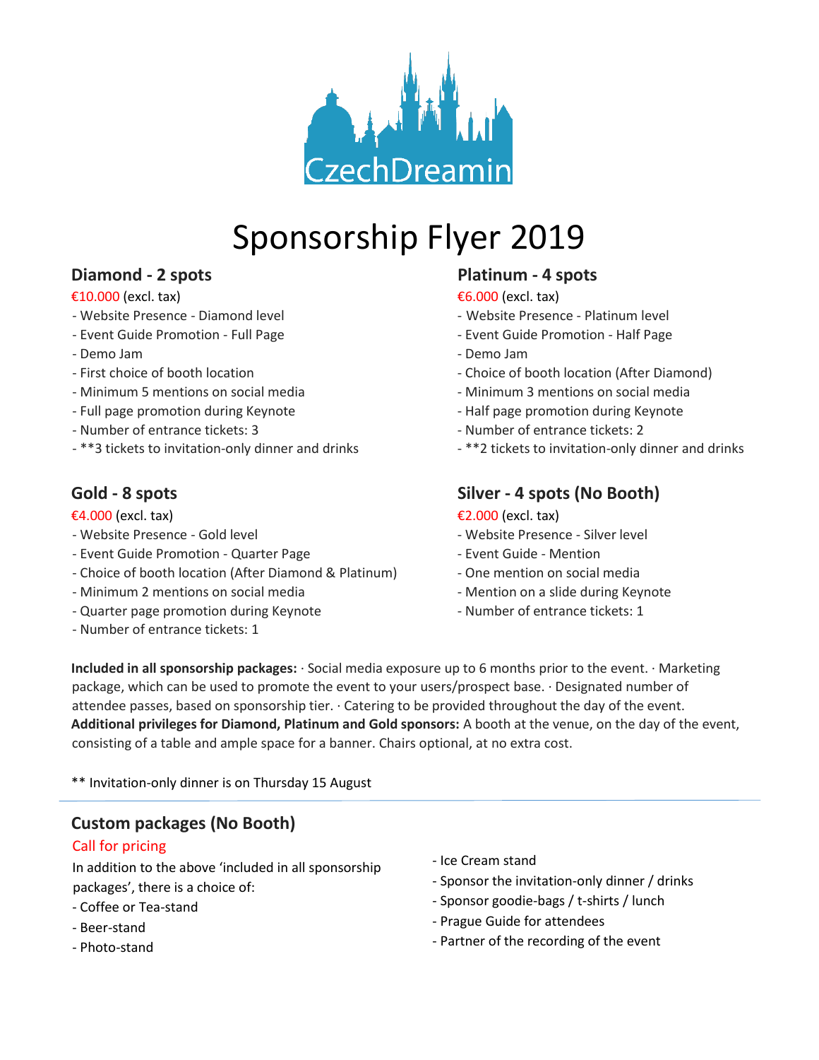CzechDreamin

# Sponsorship Flyer 2019

## Diamond - 2 spots

€10.000 (excl. tax)

- Website Presence - Diamond level
- Event Guide Promotion - Full Page
- Demo Jam
- First choice of booth location
- Minimum 5 mentions on social media
- Full page promotion during Keynote
- Number of entrance tickets: 3
- **3 tickets to invitation-only dinner and drinks

## Platinum - 4 spots

€6.000 (excl. tax)

- Website Presence - Platinum level
- Event Guide Promotion - Half Page
- Demo Jam
- Choice of booth location (After Diamond)
- Minimum 3 mentions on social media
- Half page promotion during Keynote
- Number of entrance tickets: 2
- **2 tickets to invitation-only dinner and drinks

## Gold - 8 spots

€4.000 (excl. tax)

- Website Presence - Gold level
- Event Guide Promotion - Quarter Page
- Choice of booth location (After Diamond & Platinum)
- Minimum 2 mentions on social media
- Quarter page promotion during Keynote
- Number of entrance tickets: 1

## Silver - 4 spots (No Booth)

€2.000 (excl. tax)

- Website Presence - Silver level
- Event Guide - Mention
- One mention on social media
- Mention on a slide during Keynote
- Number of entrance tickets: 1

**Included in all sponsorship packages:** · Social media exposure up to 6 months prior to the event. · Marketing package, which can be used to promote the event to your users/prospect base. · Designated number of attendee passes, based on sponsorship tier. · Catering to be provided throughout the day of the event.
**Additional privileges for Diamond, Platinum and Gold sponsors:** A booth at the venue, on the day of the event, consisting of a table and ample space for a banner. Chairs optional, at no extra cost.

** Invitation-only dinner is on Thursday 15 August

---

## Custom packages (No Booth)

Call for pricing

In addition to the above 'included in all sponsorship packages', there is a choice of:

- Coffee or Tea-stand
- Beer-stand
- Photo-stand
- Ice Cream stand
- Sponsor the invitation-only dinner / drinks
- Sponsor goodie-bags / t-shirts / lunch
- Prague Guide for attendees
- Partner of the recording of the event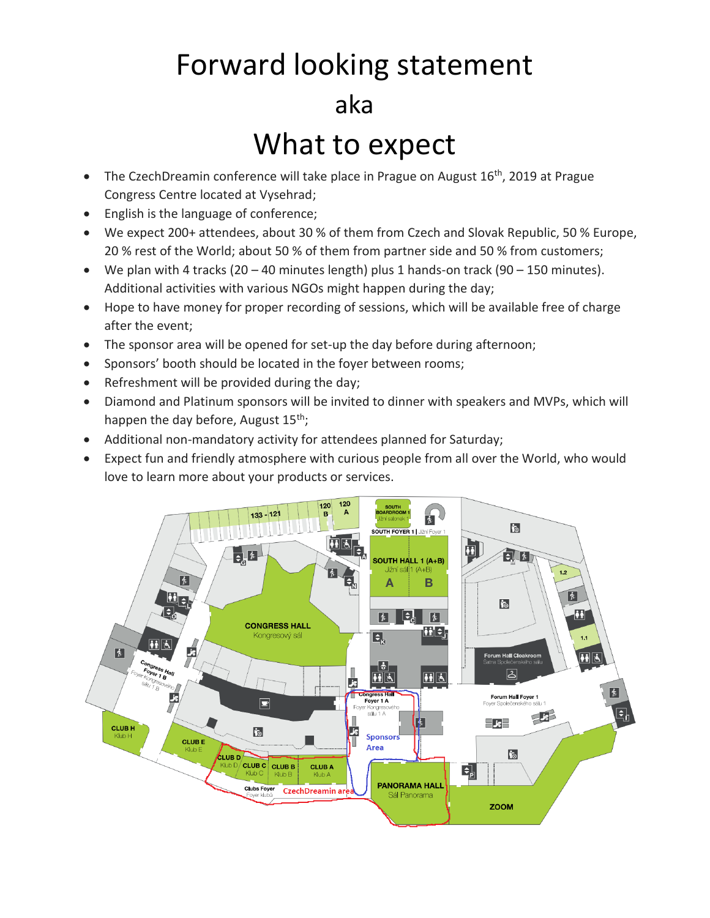# Forward looking statement

## aka

# What to expect

- The CzechDreamin conference will take place in Prague on August 16th, 2019 at Prague Congress Centre located at Vysehrad;
- English is the language of conference;
- We expect 200+ attendees, about 30 % of them from Czech and Slovak Republic, 50 % Europe, 20 % rest of the World; about 50 % of them from partner side and 50 % from customers;
- We plan with 4 tracks (20 – 40 minutes length) plus 1 hands-on track (90 – 150 minutes). Additional activities with various NGOs might happen during the day;
- Hope to have money for proper recording of sessions, which will be available free of charge after the event;
- The sponsor area will be opened for set-up the day before during afternoon;
- Sponsors' booth should be located in the foyer between rooms;
- Refreshment will be provided during the day;
- Diamond and Platinum sponsors will be invited to dinner with speakers and MVPs, which will happen the day before, August 15th;
- Additional non-mandatory activity for attendees planned for Saturday;
- Expect fun and friendly atmosphere with curious people from all over the World, who would love to learn more about your products or services.

133 - 121
120 B
120 A
SOUTH BOARDROOM 1
Jižní salonek 1
SOUTH FOYER 1 | Jižní Foyer 1
SOUTH HALL 1 (A+B)
Jižní sál 1 (A+B)
A B
1.2
1.1
CONGRESS HALL
Kongresový sál
Forum Hall Cloakroom
Šatna Společenského sálu
Congress Hall Foyer 1 B
Foyer Kongresového sálu 1 B
Congress Hall Foyer 1 A
Foyer Kongresového sálu 1 A
Forum Hall Foyer 1
Foyer Společenského sálu 1
Sponsors Area
CLUB H
Klub H
CLUB E
Klub E
CLUB D
Klub D
CLUB C
Klub C
CLUB B
Klub B
CLUB A
Klub A
Clubs Foyer
Foyer klubů
CzechDreamin area
PANORAMA HALL
Sál Panorama
ZOOM